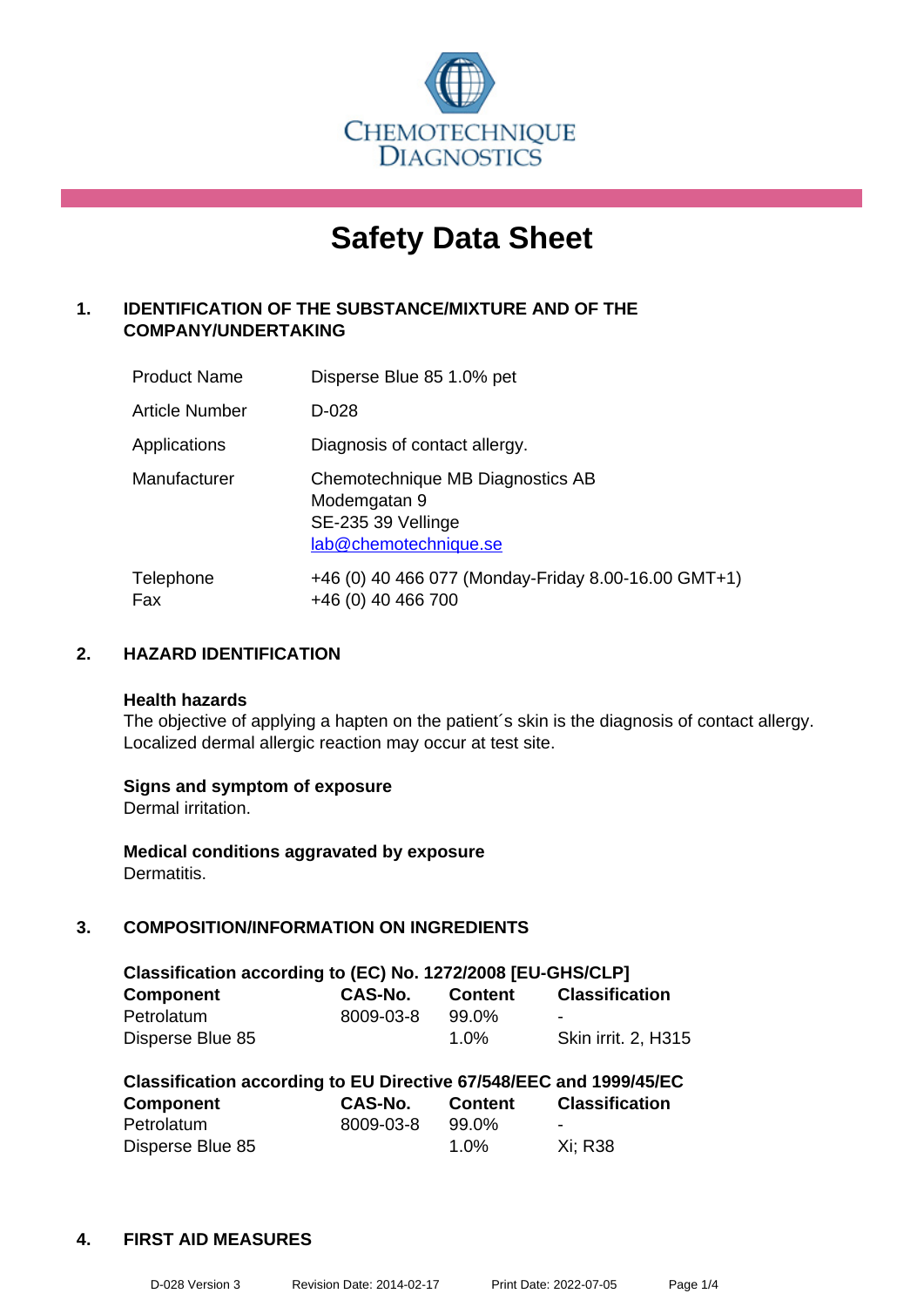CHEMOTECHNIQUE DIAGNOSTICS

# Safety Data Sheet

## 1. IDENTIFICATION OF THE SUBSTANCE/MIXTURE AND OF THE COMPANY/UNDERTAKING

| | |
|---|---|
| Product Name | Disperse Blue 85 1.0% pet |
| Article Number | D-028 |
| Applications | Diagnosis of contact allergy. |
| Manufacturer | Chemotechnique MB Diagnostics AB<br>Modemgatan 9<br>SE-235 39 Vellinge<br>lab@chemotechnique.se |
| Telephone<br>Fax | +46 (0) 40 466 077 (Monday-Friday 8.00-16.00 GMT+1)<br>+46 (0) 40 466 700 |

## 2. HAZARD IDENTIFICATION

**Health hazards**
The objective of applying a hapten on the patient´s skin is the diagnosis of contact allergy. Localized dermal allergic reaction may occur at test site.

**Signs and symptom of exposure**
Dermal irritation.

**Medical conditions aggravated by exposure**
Dermatitis.

## 3. COMPOSITION/INFORMATION ON INGREDIENTS

**Classification according to (EC) No. 1272/2008 [EU-GHS/CLP]**

| Component | CAS-No. | Content | Classification |
|---|---|---|---|
| Petrolatum | 8009-03-8 | 99.0% | - |
| Disperse Blue 85 | | 1.0% | Skin irrit. 2, H315 |

**Classification according to EU Directive 67/548/EEC and 1999/45/EC**

| Component | CAS-No. | Content | Classification |
|---|---|---|---|
| Petrolatum | 8009-03-8 | 99.0% | - |
| Disperse Blue 85 | | 1.0% | Xi; R38 |

## 4. FIRST AID MEASURES

D-028 Version 3 Revision Date: 2014-02-17 Print Date: 2022-07-05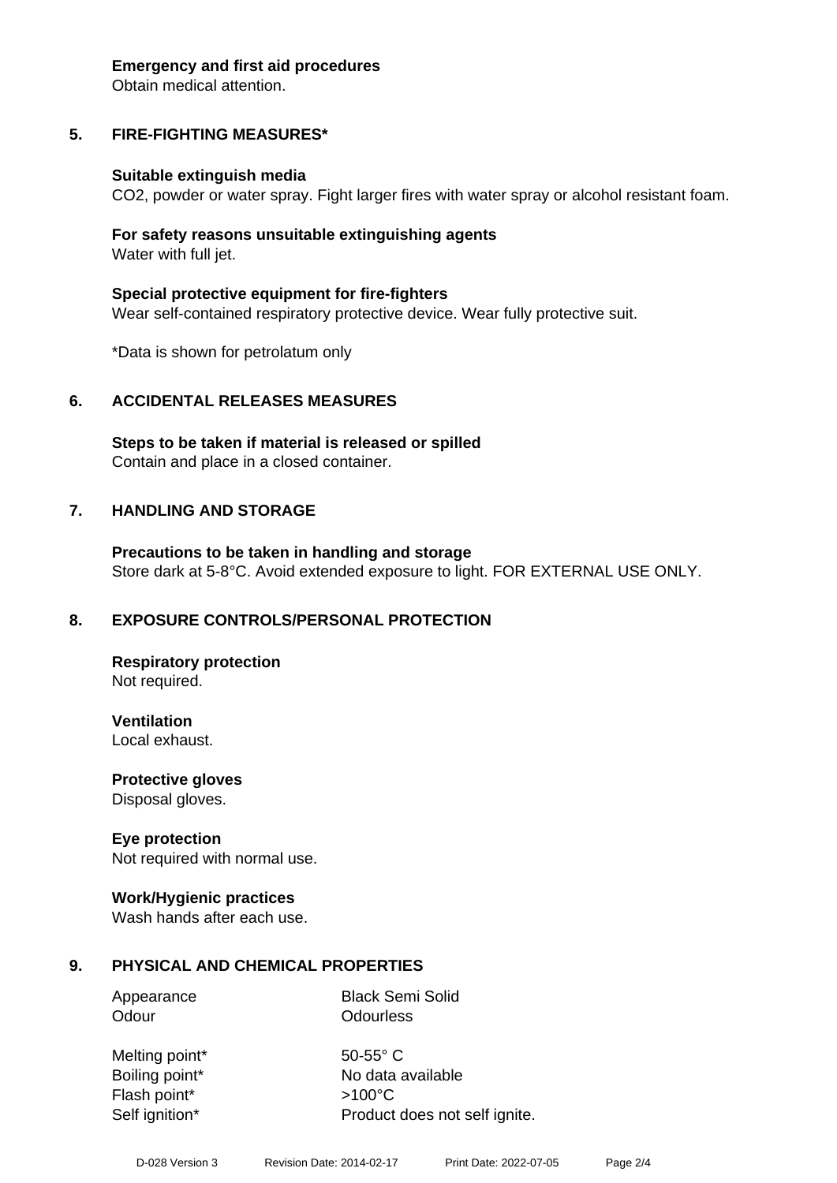**Emergency and first aid procedures**
Obtain medical attention.

## 5. FIRE-FIGHTING MEASURES*

**Suitable extinguish media**
$CO_2$, powder or water spray. Fight larger fires with water spray or alcohol resistant foam.

**For safety reasons unsuitable extinguishing agents**
Water with full jet.

**Special protective equipment for fire-fighters**
Wear self-contained respiratory protective device. Wear fully protective suit.

*Data is shown for petrolatum only

## 6. ACCIDENTAL RELEASES MEASURES

**Steps to be taken if material is released or spilled**
Contain and place in a closed container.

## 7. HANDLING AND STORAGE

**Precautions to be taken in handling and storage**
Store dark at 5-8°C. Avoid extended exposure to light. FOR EXTERNAL USE ONLY.

## 8. EXPOSURE CONTROLS/PERSONAL PROTECTION

**Respiratory protection**
Not required.

**Ventilation**
Local exhaust.

**Protective gloves**
Disposal gloves.

**Eye protection**
Not required with normal use.

**Work/Hygienic practices**
Wash hands after each use.

## 9. PHYSICAL AND CHEMICAL PROPERTIES

| | |
|---|---|
| Appearance | Black Semi Solid |
| Odour | Odourless |
| Melting point* | 50-55° C |
| Boiling point* | No data available |
| Flash point* | >100°C |
| Self ignition* | Product does not self ignite. |

D-028 Version 3 Revision Date: 2014-02-17 Print Date: 2022-07-05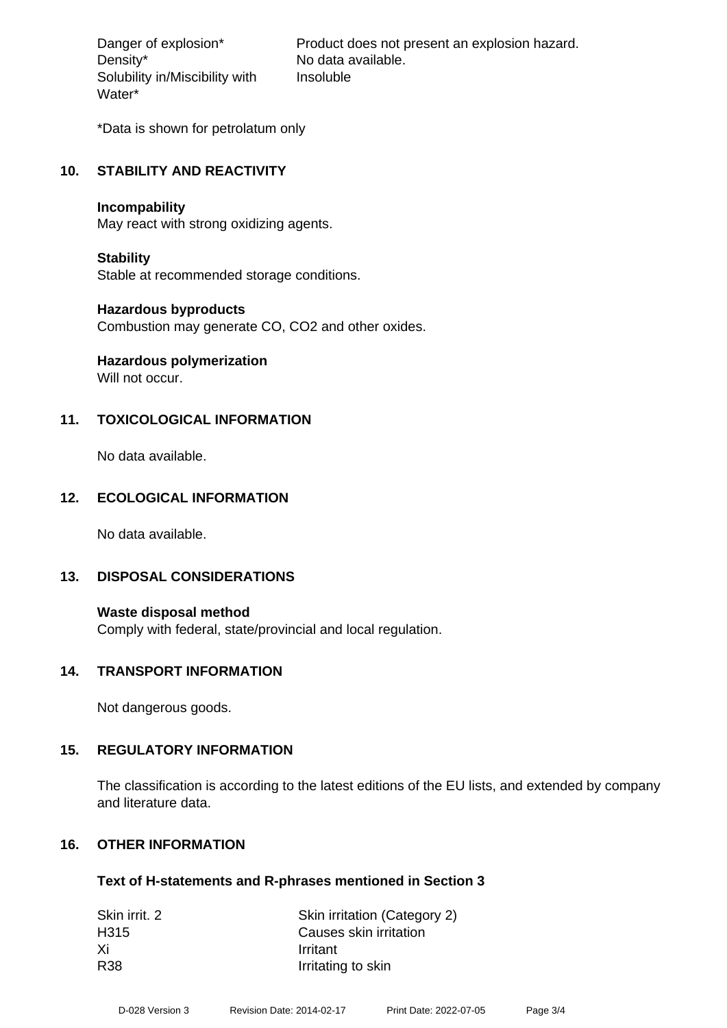| | |
|---|---|
| Danger of explosion* | Product does not present an explosion hazard. |
| Density* | No data available. |
| Solubility in/Miscibility with Water* | Insoluble |

*Data is shown for petrolatum only

## 10. STABILITY AND REACTIVITY

**Incompability**
May react with strong oxidizing agents.

**Stability**
Stable at recommended storage conditions.

**Hazardous byproducts**
Combustion may generate CO, $CO_2$ and other oxides.

**Hazardous polymerization**
Will not occur.

## 11. TOXICOLOGICAL INFORMATION

No data available.

## 12. ECOLOGICAL INFORMATION

No data available.

## 13. DISPOSAL CONSIDERATIONS

**Waste disposal method**
Comply with federal, state/provincial and local regulation.

## 14. TRANSPORT INFORMATION

Not dangerous goods.

## 15. REGULATORY INFORMATION

The classification is according to the latest editions of the EU lists, and extended by company and literature data.

## 16. OTHER INFORMATION

**Text of H-statements and R-phrases mentioned in Section 3**

| | |
|---|---|
| Skin irrit. 2 | Skin irritation (Category 2) |
| H315 | Causes skin irritation |
| Xi | Irritant |
| R38 | Irritating to skin |

D-028 Version 3 Revision Date: 2014-02-17 Print Date: 2022-07-05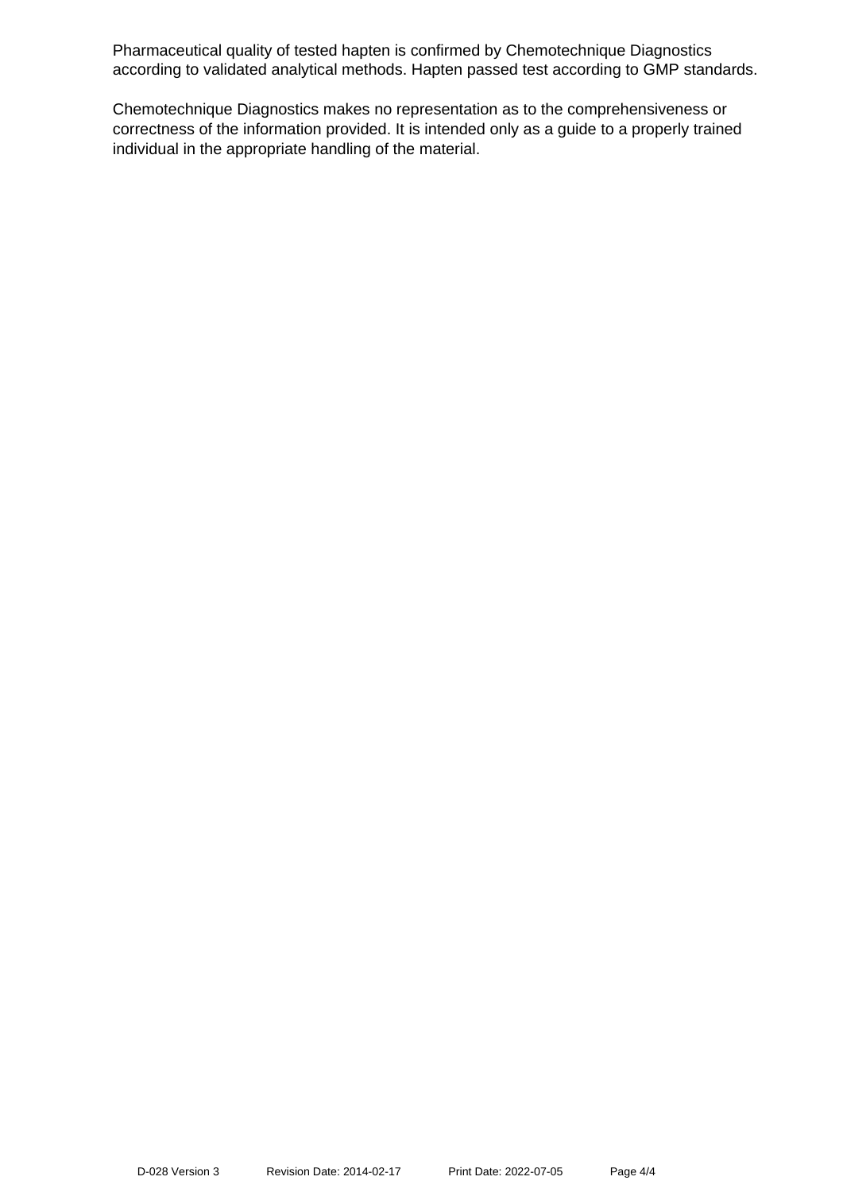Pharmaceutical quality of tested hapten is confirmed by Chemotechnique Diagnostics according to validated analytical methods. Hapten passed test according to GMP standards.

Chemotechnique Diagnostics makes no representation as to the comprehensiveness or correctness of the information provided. It is intended only as a guide to a properly trained individual in the appropriate handling of the material.